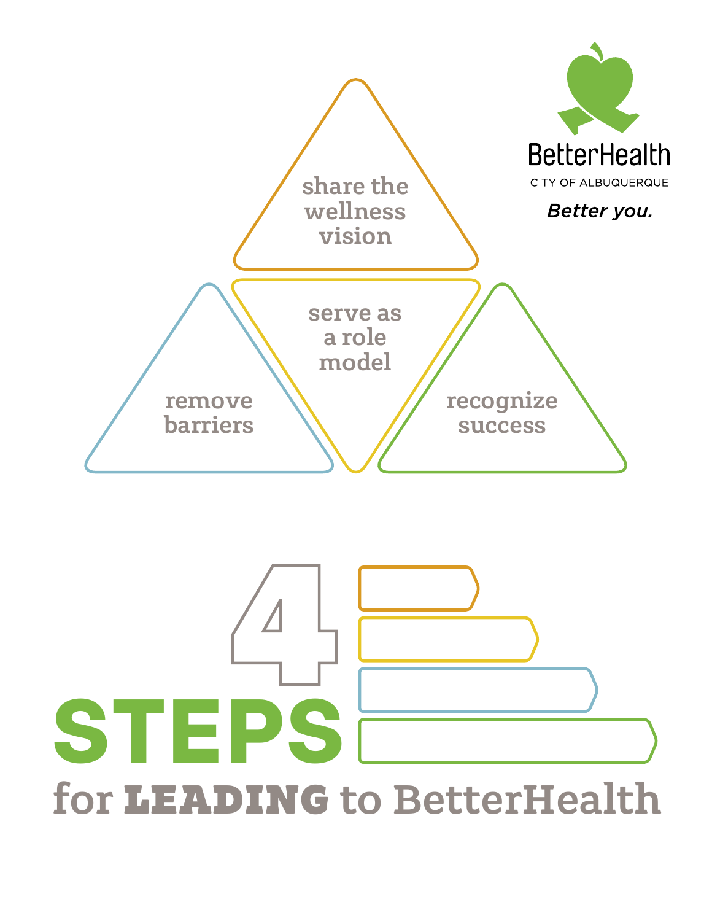share the wellness vision

serve as a role model

remove barriers

recognize success

BetterHealth

CITY OF ALBUQUERQUE

*Better you.*

# 4 STEPS for LEADING to BetterHealth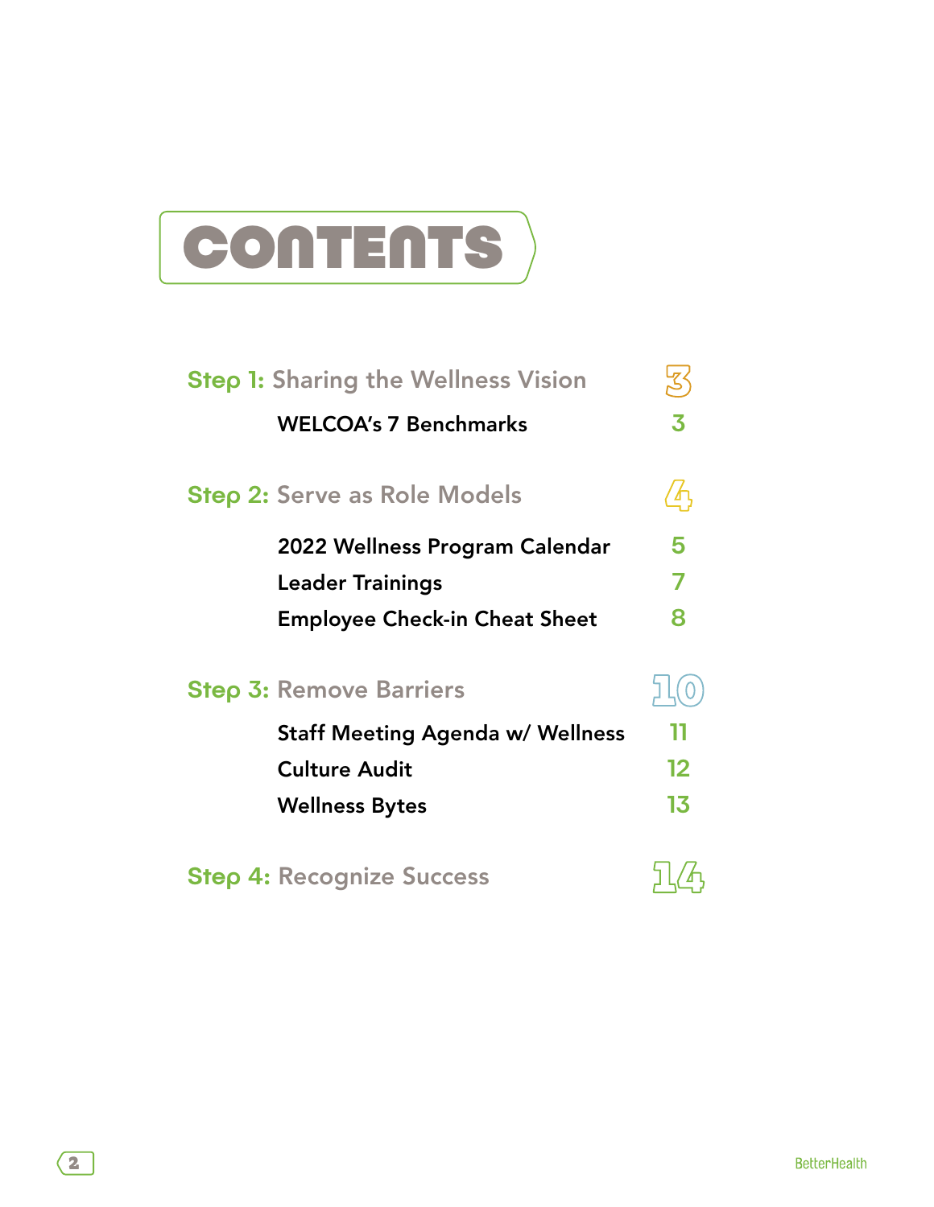# CONTENTS

**Step 1:** Sharing the Wellness Vision — 3

- WELCOA's 7 Benchmarks — 3

**Step 2:** Serve as Role Models — 4

- 2022 Wellness Program Calendar — 5
- Leader Trainings — 7
- Employee Check-in Cheat Sheet — 8

**Step 3:** Remove Barriers — 10

- Staff Meeting Agenda w/ Wellness — 11
- Culture Audit — 12
- Wellness Bytes — 13

**Step 4:** Recognize Success — 14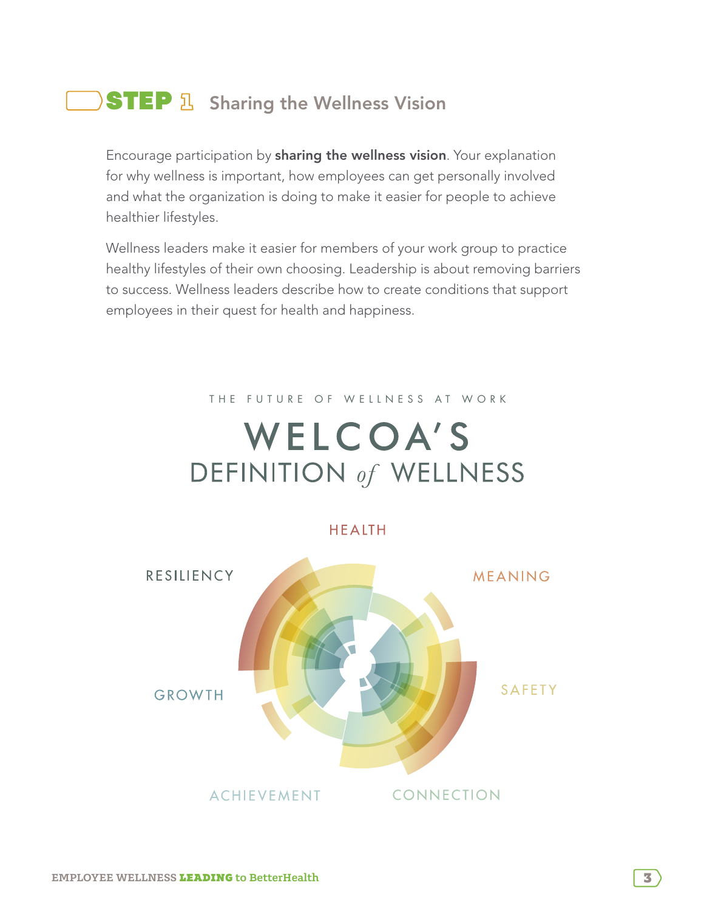## STEP 1 Sharing the Wellness Vision

Encourage participation by **sharing the wellness vision**. Your explanation for why wellness is important, how employees can get personally involved and what the organization is doing to make it easier for people to achieve healthier lifestyles.

Wellness leaders make it easier for members of your work group to practice healthy lifestyles of their own choosing. Leadership is about removing barriers to success. Wellness leaders describe how to create conditions that support employees in their quest for health and happiness.

THE FUTURE OF WELLNESS AT WORK

# WELCOA'S DEFINITION *of* WELLNESS

HEALTH

RESILIENCY

MEANING

GROWTH

SAFETY

ACHIEVEMENT

CONNECTION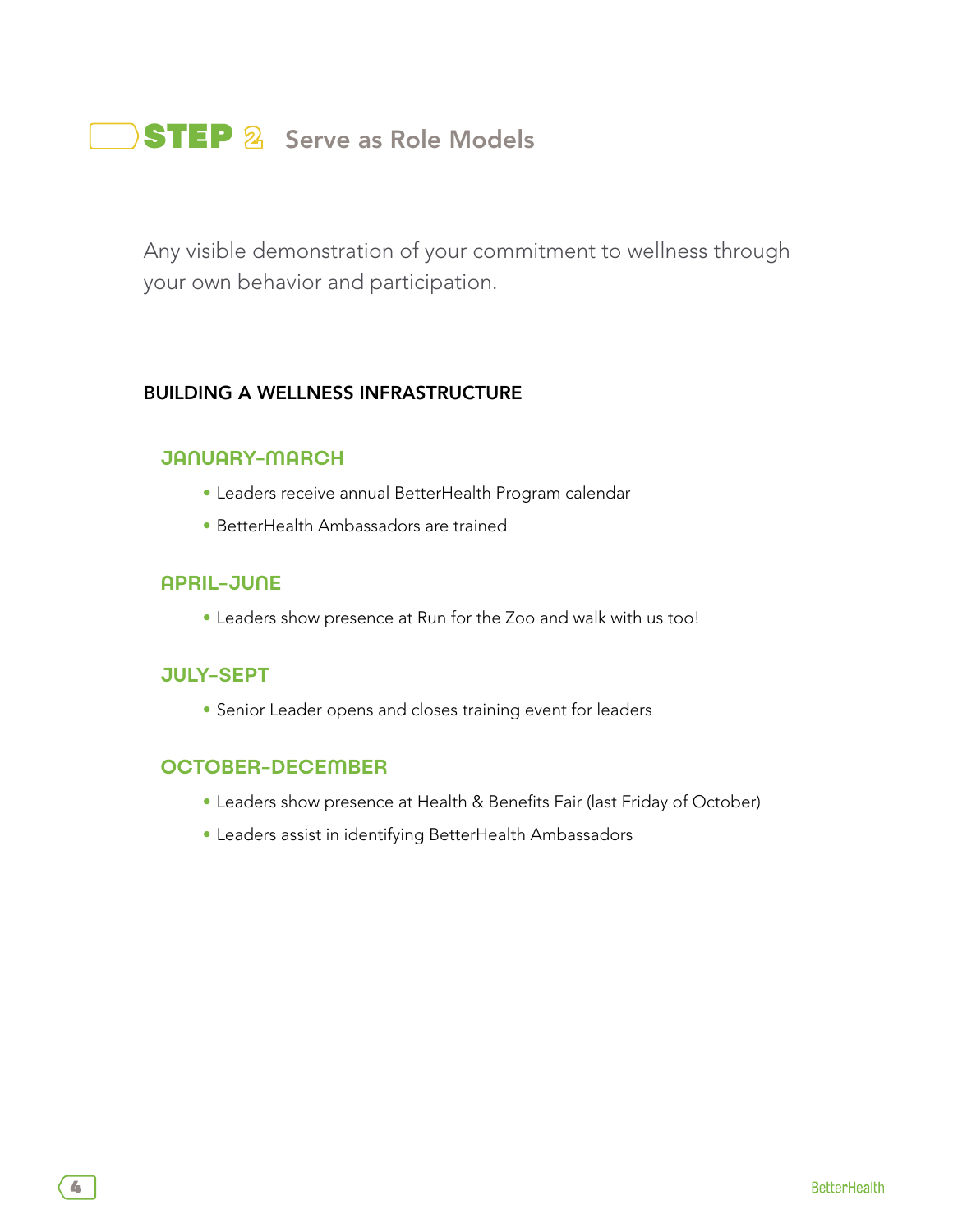# STEP 2 Serve as Role Models

Any visible demonstration of your commitment to wellness through your own behavior and participation.

## BUILDING A WELLNESS INFRASTRUCTURE

### JANUARY-MARCH

- Leaders receive annual BetterHealth Program calendar
- BetterHealth Ambassadors are trained

### APRIL-JUNE

- Leaders show presence at Run for the Zoo and walk with us too!

### JULY-SEPT

- Senior Leader opens and closes training event for leaders

### OCTOBER-DECEMBER

- Leaders show presence at Health & Benefits Fair (last Friday of October)
- Leaders assist in identifying BetterHealth Ambassadors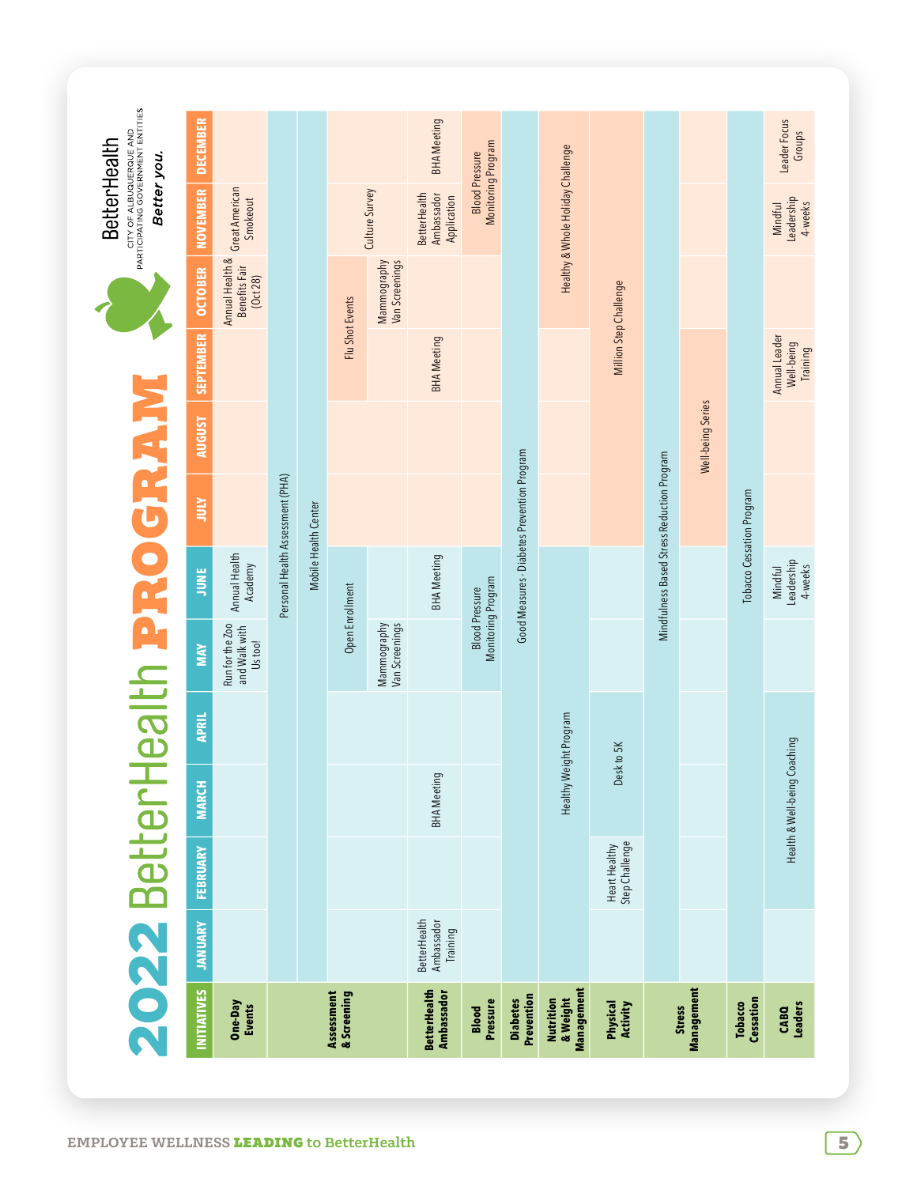# 2022 BetterHealth PROGRAM

BetterHealth
CITY OF ALBUQUERQUE AND PARTICIPATING GOVERNMENT ENTITIES
*Better you.*

| INITIATIVES | JANUARY | FEBRUARY | MARCH | APRIL | MAY | JUNE | JULY | AUGUST | SEPTEMBER | OCTOBER | NOVEMBER | DECEMBER |
|---|---|---|---|---|---|---|---|---|---|---|---|---|
| **One-Day Events** | | | | | Run for the Zoo and Walk with Us too! | Annual Health Academy | | | | Annual Health & Benefits Fair (Oct 28) | Great American Smokeout | |
| **Assessment & Screening** | Personal Health Assessment (PHA) (January–December) | | | | | | | | | | | |
| | Mobile Health Center (January–December) | | | | | | | | | | | |
| | | | | | Open Enrollment | | | | Flu Shot Events | | Culture Survey | |
| | | | | | Mammography Van Screenings | | | | | Mammography Van Screenings | | |
| **BetterHealth Ambassador** | BetterHealth Ambassador Training | | BHA Meeting | | | BHA Meeting | | | BHA Meeting | | BetterHealth Ambassador Application | BHA Meeting |
| **Blood Pressure** | | | | | Blood Pressure Monitoring Program | | | | | | Blood Pressure Monitoring Program | |
| **Diabetes Prevention** | Good Measures - Diabetes Prevention Program (January–December) | | | | | | | | | | | |
| **Nutrition & Weight Management** | Healthy Weight Program (January–June) | | | | | | | | | Healthy & Whole Holiday Challenge (October–December) | | |
| **Physical Activity** | | Heart Healthy Step Challenge | Desk to 5K | | | | Million Step Challenge (July–December) | | | | | |
| **Stress Management** | Mindfulness Based Stress Reduction Program (January–December) | | | | | | | | | | | |
| | | | | | | | Well-being Series (July–September) | | | | | |
| **Tobacco Cessation** | Tobacco Cessation Program (January–December) | | | | | | | | | | | |
| **CABQ Leaders** | | Health & Well-being Coaching (February–April) | | | | Mindful Leadership 4-weeks | | | Annual Leader Well-being Training | | Mindful Leadership 4-weeks | Leader Focus Groups |

EMPLOYEE WELLNESS **LEADING** to BetterHealth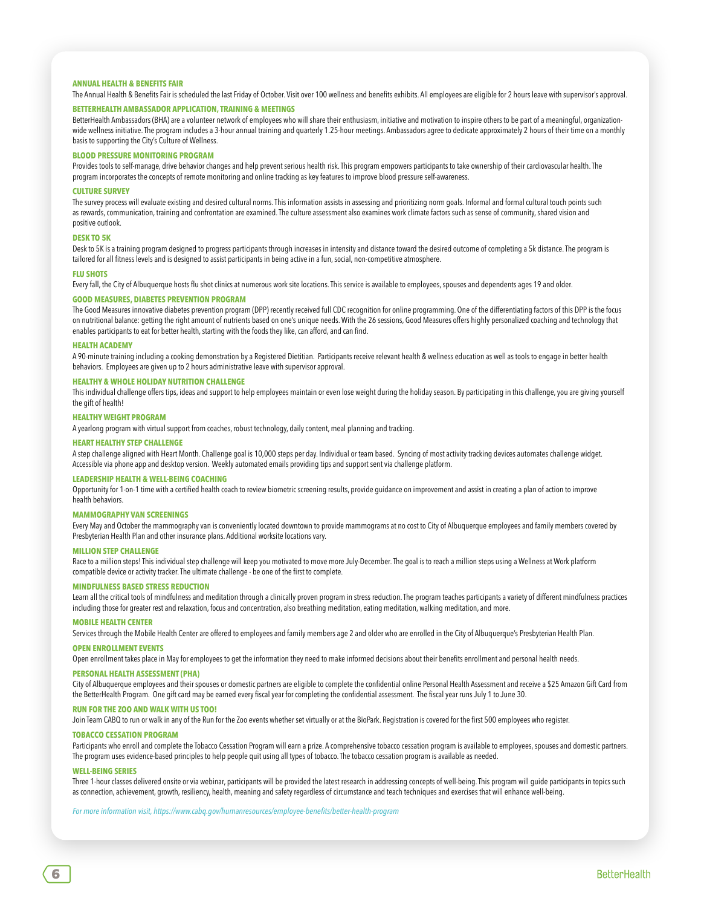### ANNUAL HEALTH & BENEFITS FAIR

The Annual Health & Benefits Fair is scheduled the last Friday of October. Visit over 100 wellness and benefits exhibits. All employees are eligible for 2 hours leave with supervisor's approval.

### BETTERHEALTH AMBASSADOR APPLICATION, TRAINING & MEETINGS

BetterHealth Ambassadors (BHA) are a volunteer network of employees who will share their enthusiasm, initiative and motivation to inspire others to be part of a meaningful, organization-wide wellness initiative. The program includes a 3-hour annual training and quarterly 1.25-hour meetings. Ambassadors agree to dedicate approximately 2 hours of their time on a monthly basis to supporting the City's Culture of Wellness.

### BLOOD PRESSURE MONITORING PROGRAM

Provides tools to self-manage, drive behavior changes and help prevent serious health risk. This program empowers participants to take ownership of their cardiovascular health. The program incorporates the concepts of remote monitoring and online tracking as key features to improve blood pressure self-awareness.

### CULTURE SURVEY

The survey process will evaluate existing and desired cultural norms. This information assists in assessing and prioritizing norm goals. Informal and formal cultural touch points such as rewards, communication, training and confrontation are examined. The culture assessment also examines work climate factors such as sense of community, shared vision and positive outlook.

### DESK TO 5K

Desk to 5K is a training program designed to progress participants through increases in intensity and distance toward the desired outcome of completing a 5k distance. The program is tailored for all fitness levels and is designed to assist participants in being active in a fun, social, non-competitive atmosphere.

### FLU SHOTS

Every fall, the City of Albuquerque hosts flu shot clinics at numerous work site locations. This service is available to employees, spouses and dependents ages 19 and older.

### GOOD MEASURES, DIABETES PREVENTION PROGRAM

The Good Measures innovative diabetes prevention program (DPP) recently received full CDC recognition for online programming. One of the differentiating factors of this DPP is the focus on nutritional balance: getting the right amount of nutrients based on one's unique needs. With the 26 sessions, Good Measures offers highly personalized coaching and technology that enables participants to eat for better health, starting with the foods they like, can afford, and can find.

### HEALTH ACADEMY

A 90-minute training including a cooking demonstration by a Registered Dietitian. Participants receive relevant health & wellness education as well as tools to engage in better health behaviors. Employees are given up to 2 hours administrative leave with supervisor approval.

### HEALTHY & WHOLE HOLIDAY NUTRITION CHALLENGE

This individual challenge offers tips, ideas and support to help employees maintain or even lose weight during the holiday season. By participating in this challenge, you are giving yourself the gift of health!

### HEALTHY WEIGHT PROGRAM

A yearlong program with virtual support from coaches, robust technology, daily content, meal planning and tracking.

### HEART HEALTHY STEP CHALLENGE

A step challenge aligned with Heart Month. Challenge goal is 10,000 steps per day. Individual or team based. Syncing of most activity tracking devices automates challenge widget. Accessible via phone app and desktop version. Weekly automated emails providing tips and support sent via challenge platform.

### LEADERSHIP HEALTH & WELL-BEING COACHING

Opportunity for 1-on-1 time with a certified health coach to review biometric screening results, provide guidance on improvement and assist in creating a plan of action to improve health behaviors.

### MAMMOGRAPHY VAN SCREENINGS

Every May and October the mammography van is conveniently located downtown to provide mammograms at no cost to City of Albuquerque employees and family members covered by Presbyterian Health Plan and other insurance plans. Additional worksite locations vary.

### MILLION STEP CHALLENGE

Race to a million steps! This individual step challenge will keep you motivated to move more July-December. The goal is to reach a million steps using a Wellness at Work platform compatible device or activity tracker. The ultimate challenge - be one of the first to complete.

### MINDFULNESS BASED STRESS REDUCTION

Learn all the critical tools of mindfulness and meditation through a clinically proven program in stress reduction. The program teaches participants a variety of different mindfulness practices including those for greater rest and relaxation, focus and concentration, also breathing meditation, eating meditation, walking meditation, and more.

### MOBILE HEALTH CENTER

Services through the Mobile Health Center are offered to employees and family members age 2 and older who are enrolled in the City of Albuquerque's Presbyterian Health Plan.

### OPEN ENROLLMENT EVENTS

Open enrollment takes place in May for employees to get the information they need to make informed decisions about their benefits enrollment and personal health needs.

### PERSONAL HEALTH ASSESSMENT (PHA)

City of Albuquerque employees and their spouses or domestic partners are eligible to complete the confidential online Personal Health Assessment and receive a $25 Amazon Gift Card from the BetterHealth Program. One gift card may be earned every fiscal year for completing the confidential assessment. The fiscal year runs July 1 to June 30.

### RUN FOR THE ZOO AND WALK WITH US TOO!

Join Team CABQ to run or walk in any of the Run for the Zoo events whether set virtually or at the BioPark. Registration is covered for the first 500 employees who register.

### TOBACCO CESSATION PROGRAM

Participants who enroll and complete the Tobacco Cessation Program will earn a prize. A comprehensive tobacco cessation program is available to employees, spouses and domestic partners. The program uses evidence-based principles to help people quit using all types of tobacco. The tobacco cessation program is available as needed.

### WELL-BEING SERIES

Three 1-hour classes delivered onsite or via webinar, participants will be provided the latest research in addressing concepts of well-being. This program will guide participants in topics such as connection, achievement, growth, resiliency, health, meaning and safety regardless of circumstance and teach techniques and exercises that will enhance well-being.

*For more information visit, https://www.cabq.gov/humanresources/employee-benefits/better-health-program*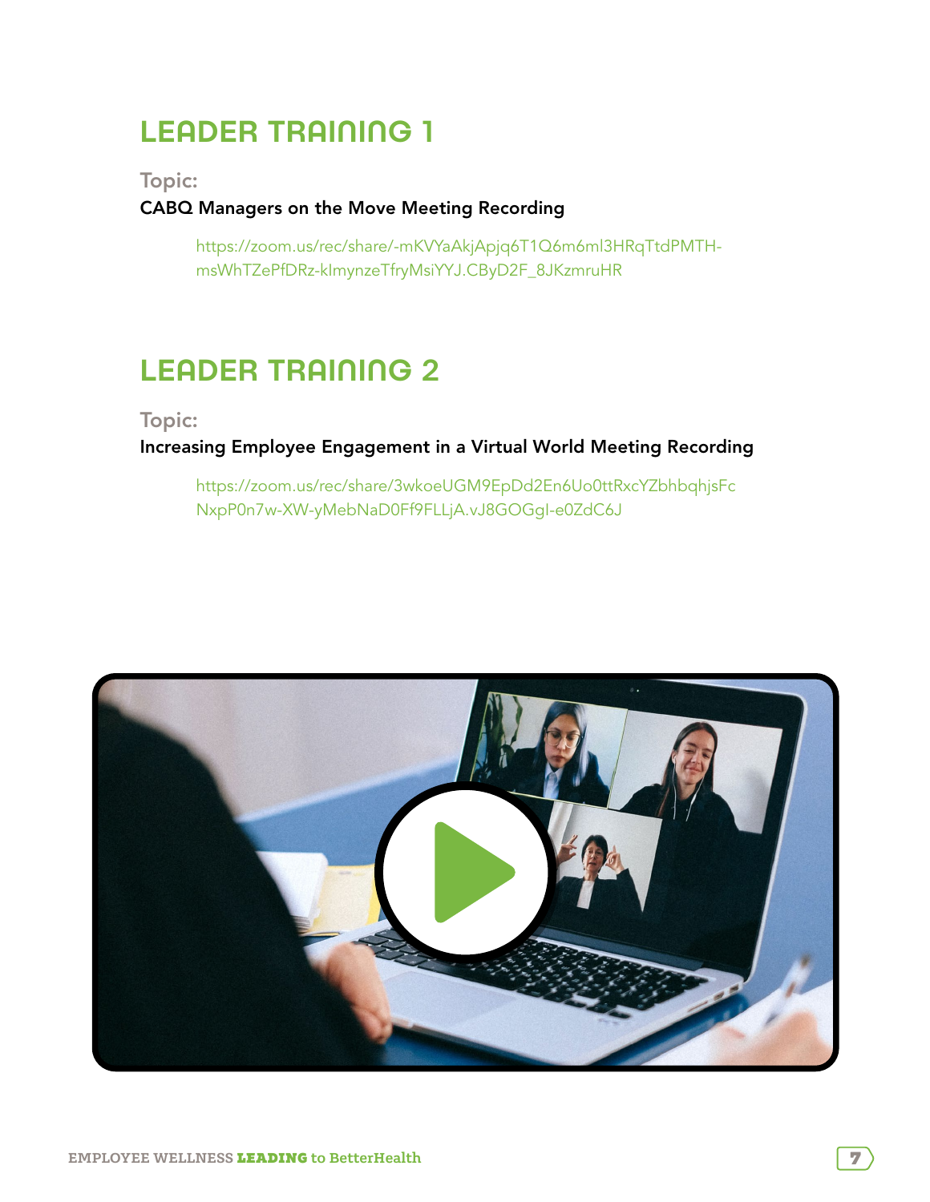## LEADER TRAINING 1

**Topic:**

**CABQ Managers on the Move Meeting Recording**

https://zoom.us/rec/share/-mKVYaAkjApjq6T1Q6m6ml3HRqTtdPMTH-msWhTZePfDRz-kImynzeTfryMsiYYJ.CByD2F_8JKzmruHR

## LEADER TRAINING 2

**Topic:**

**Increasing Employee Engagement in a Virtual World Meeting Recording**

https://zoom.us/rec/share/3wkoeUGM9EpDd2En6Uo0ttRxcYZbhbqhjsFcNxpP0n7w-XW-yMebNaD0Ff9FLLjA.vJ8GOGgI-e0ZdC6J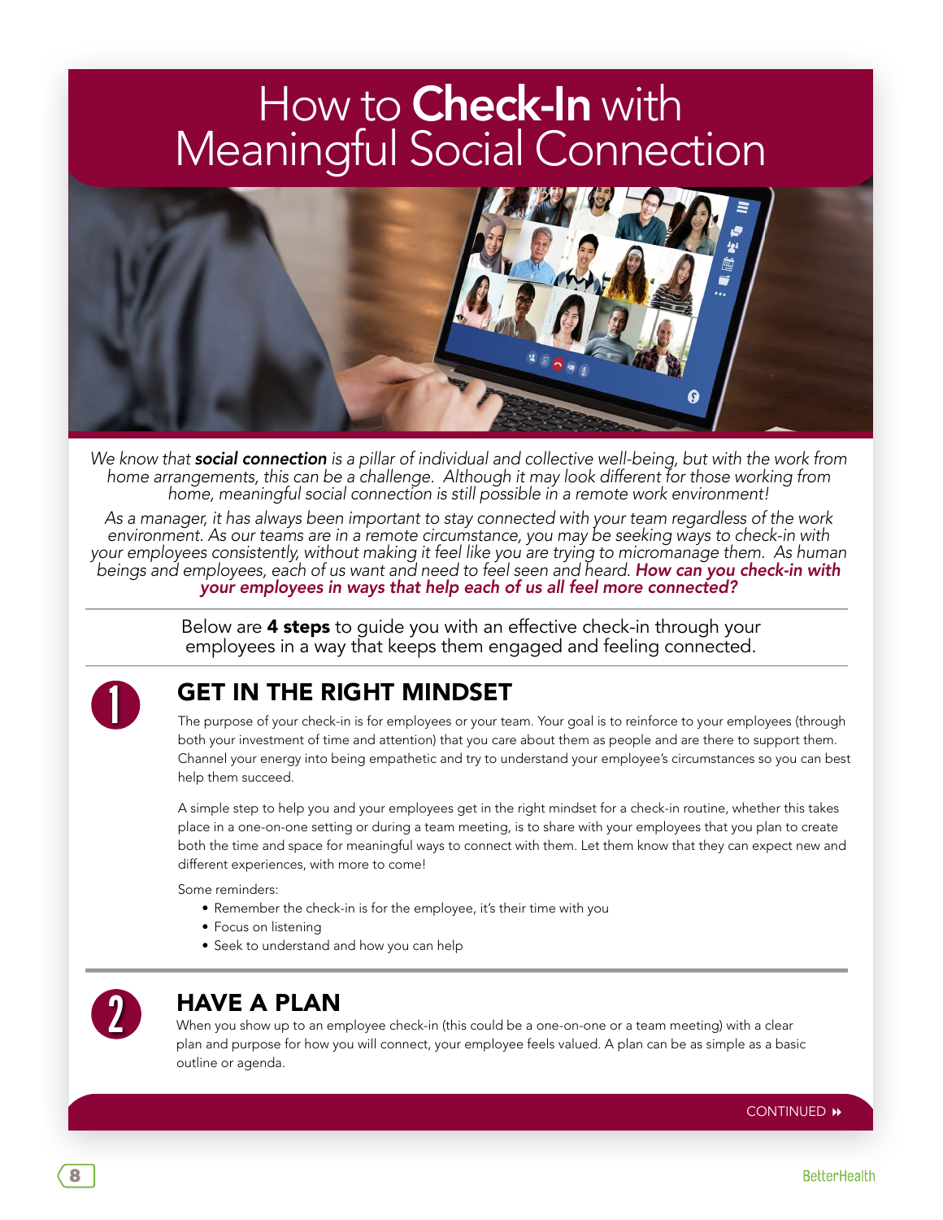# How to **Check-In** with Meaningful Social Connection

*We know that **social connection** is a pillar of individual and collective well-being, but with the work from home arrangements, this can be a challenge. Although it may look different for those working from home, meaningful social connection is still possible in a remote work environment!*

*As a manager, it has always been important to stay connected with your team regardless of the work environment. As our teams are in a remote circumstance, you may be seeking ways to check-in with your employees consistently, without making it feel like you are trying to micromanage them. As human beings and employees, each of us want and need to feel seen and heard.* ***How can you check-in with your employees in ways that help each of us all feel more connected?***

---

Below are **4 steps** to guide you with an effective check-in through your employees in a way that keeps them engaged and feeling connected.

---

## 1 GET IN THE RIGHT MINDSET

The purpose of your check-in is for employees or your team. Your goal is to reinforce to your employees (through both your investment of time and attention) that you care about them as people and are there to support them. Channel your energy into being empathetic and try to understand your employee's circumstances so you can best help them succeed.

A simple step to help you and your employees get in the right mindset for a check-in routine, whether this takes place in a one-on-one setting or during a team meeting, is to share with your employees that you plan to create both the time and space for meaningful ways to connect with them. Let them know that they can expect new and different experiences, with more to come!

Some reminders:

- Remember the check-in is for the employee, it's their time with you
- Focus on listening
- Seek to understand and how you can help

---

## 2 HAVE A PLAN

When you show up to an employee check-in (this could be a one-on-one or a team meeting) with a clear plan and purpose for how you will connect, your employee feels valued. A plan can be as simple as a basic outline or agenda.

CONTINUED ⏩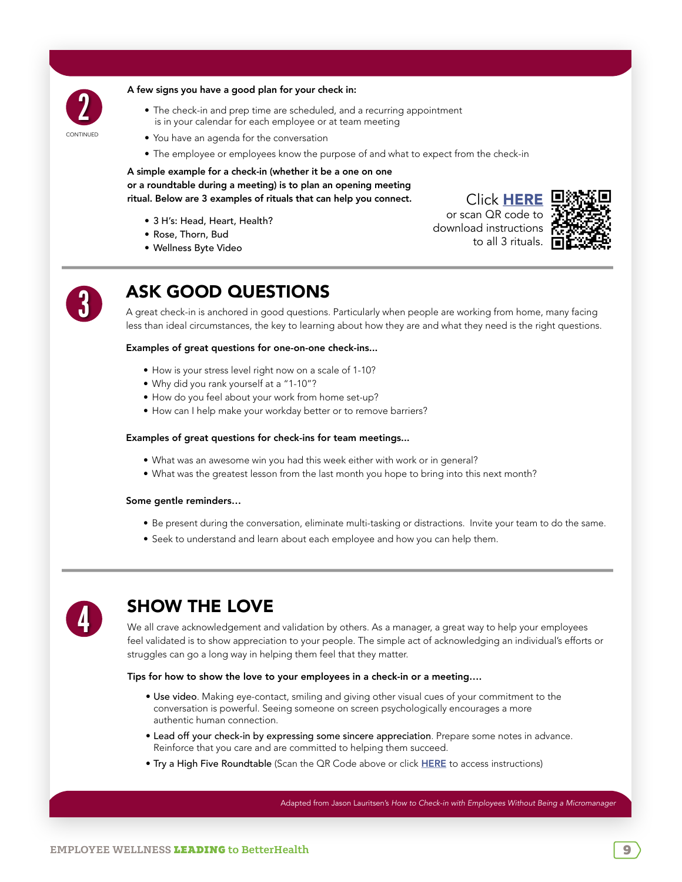2

CONTINUED

**A few signs you have a good plan for your check in:**

- The check-in and prep time are scheduled, and a recurring appointment is in your calendar for each employee or at team meeting
- You have an agenda for the conversation
- The employee or employees know the purpose of and what to expect from the check-in

**A simple example for a check-in (whether it be a one on one or a roundtable during a meeting) is to plan an opening meeting ritual. Below are 3 examples of rituals that can help you connect.**

- 3 H's: Head, Heart, Health?
- Rose, Thorn, Bud
- Wellness Byte Video

Click **HERE** or scan QR code to download instructions to all 3 rituals.

## 3 ASK GOOD QUESTIONS

A great check-in is anchored in good questions. Particularly when people are working from home, many facing less than ideal circumstances, the key to learning about how they are and what they need is the right questions.

**Examples of great questions for one-on-one check-ins...**

- How is your stress level right now on a scale of 1-10?
- Why did you rank yourself at a "1-10"?
- How do you feel about your work from home set-up?
- How can I help make your workday better or to remove barriers?

**Examples of great questions for check-ins for team meetings...**

- What was an awesome win you had this week either with work or in general?
- What was the greatest lesson from the last month you hope to bring into this next month?

**Some gentle reminders...**

- Be present during the conversation, eliminate multi-tasking or distractions. Invite your team to do the same.
- Seek to understand and learn about each employee and how you can help them.

## 4 SHOW THE LOVE

We all crave acknowledgement and validation by others. As a manager, a great way to help your employees feel validated is to show appreciation to your people. The simple act of acknowledging an individual's efforts or struggles can go a long way in helping them feel that they matter.

**Tips for how to show the love to your employees in a check-in or a meeting....**

- Use video. Making eye-contact, smiling and giving other visual cues of your commitment to the conversation is powerful. Seeing someone on screen psychologically encourages a more authentic human connection.
- Lead off your check-in by expressing some sincere appreciation. Prepare some notes in advance. Reinforce that you care and are committed to helping them succeed.
- Try a High Five Roundtable (Scan the QR Code above or click **HERE** to access instructions)

Adapted from Jason Lauritsen's *How to Check-in with Employees Without Being a Micromanager*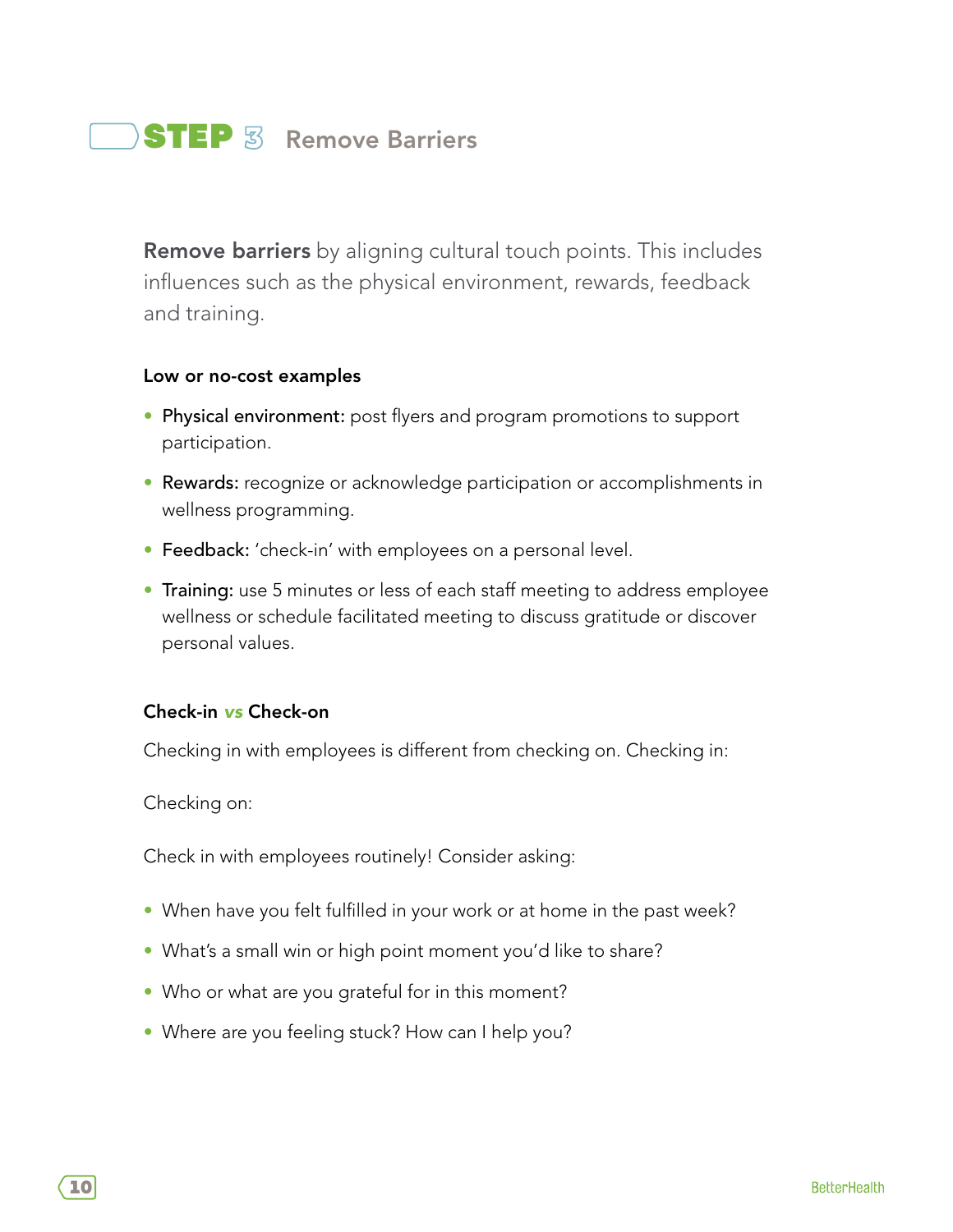## STEP 3 Remove Barriers

**Remove barriers** by aligning cultural touch points. This includes influences such as the physical environment, rewards, feedback and training.

**Low or no-cost examples**

- **Physical environment:** post flyers and program promotions to support participation.
- **Rewards:** recognize or acknowledge participation or accomplishments in wellness programming.
- **Feedback:** 'check-in' with employees on a personal level.
- **Training:** use 5 minutes or less of each staff meeting to address employee wellness or schedule facilitated meeting to discuss gratitude or discover personal values.

**Check-in vs Check-on**

Checking in with employees is different from checking on. Checking in:

Checking on:

Check in with employees routinely! Consider asking:

- When have you felt fulfilled in your work or at home in the past week?
- What's a small win or high point moment you'd like to share?
- Who or what are you grateful for in this moment?
- Where are you feeling stuck? How can I help you?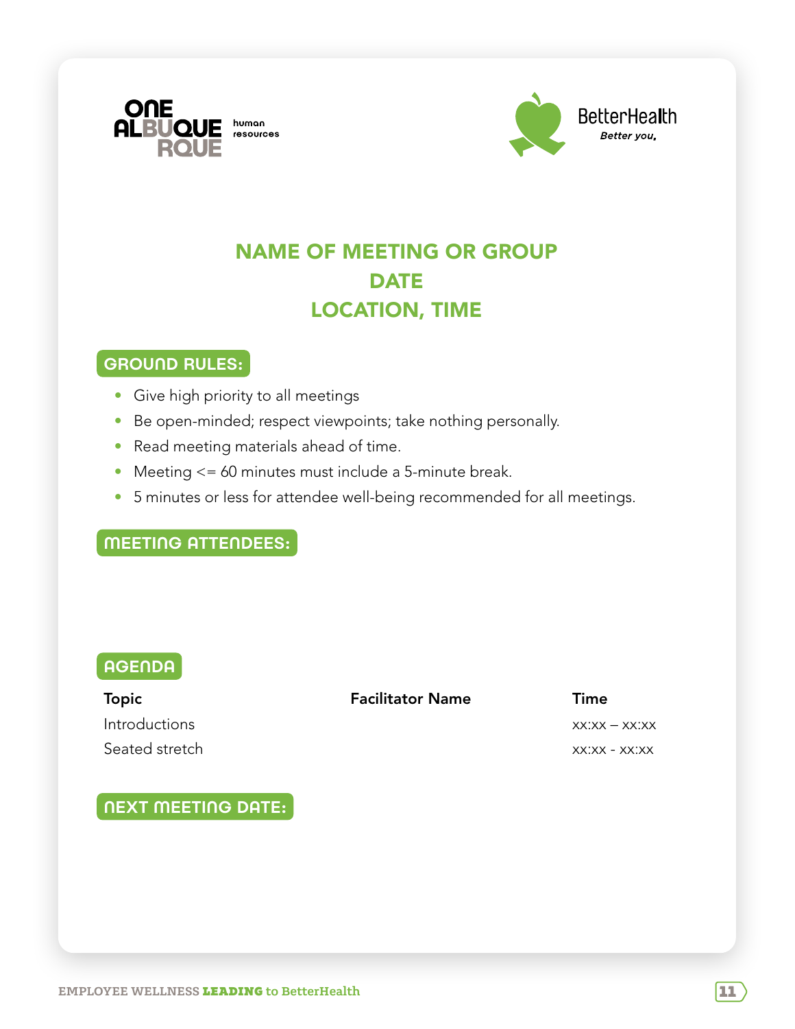ONE ALBUQUERQUE human resources

BetterHealth
*Better you.*

# NAME OF MEETING OR GROUP
# DATE
# LOCATION, TIME

## GROUND RULES:

- Give high priority to all meetings
- Be open-minded; respect viewpoints; take nothing personally.
- Read meeting materials ahead of time.
- Meeting <= 60 minutes must include a 5-minute break.
- 5 minutes or less for attendee well-being recommended for all meetings.

## MEETING ATTENDEES:

## AGENDA

| Topic | Facilitator Name | Time |
|---|---|---|
| Introductions | | xx:xx – xx:xx |
| Seated stretch | | xx:xx - xx:xx |

## NEXT MEETING DATE: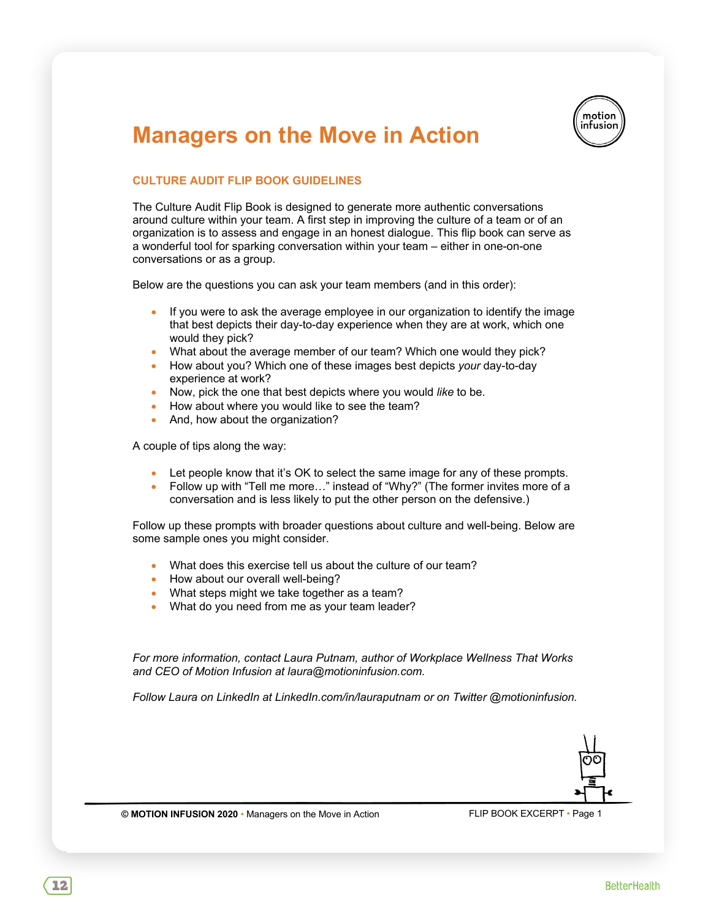# Managers on the Move in Action

## CULTURE AUDIT FLIP BOOK GUIDELINES

The Culture Audit Flip Book is designed to generate more authentic conversations around culture within your team. A first step in improving the culture of a team or of an organization is to assess and engage in an honest dialogue. This flip book can serve as a wonderful tool for sparking conversation within your team – either in one-on-one conversations or as a group.

Below are the questions you can ask your team members (and in this order):

- If you were to ask the average employee in our organization to identify the image that best depicts their day-to-day experience when they are at work, which one would they pick?
- What about the average member of our team? Which one would they pick?
- How about you? Which one of these images best depicts *your* day-to-day experience at work?
- Now, pick the one that best depicts where you would *like* to be.
- How about where you would like to see the team?
- And, how about the organization?

A couple of tips along the way:

- Let people know that it's OK to select the same image for any of these prompts.
- Follow up with "Tell me more…" instead of "Why?" (The former invites more of a conversation and is less likely to put the other person on the defensive.)

Follow up these prompts with broader questions about culture and well-being. Below are some sample ones you might consider.

- What does this exercise tell us about the culture of our team?
- How about our overall well-being?
- What steps might we take together as a team?
- What do you need from me as your team leader?

*For more information, contact Laura Putnam, author of Workplace Wellness That Works and CEO of Motion Infusion at laura@motioninfusion.com.*

*Follow Laura on LinkedIn at LinkedIn.com/in/lauraputnam or on Twitter @motioninfusion.*

**© MOTION INFUSION 2020** • Managers on the Move in Action — FLIP BOOK EXCERPT • Page 1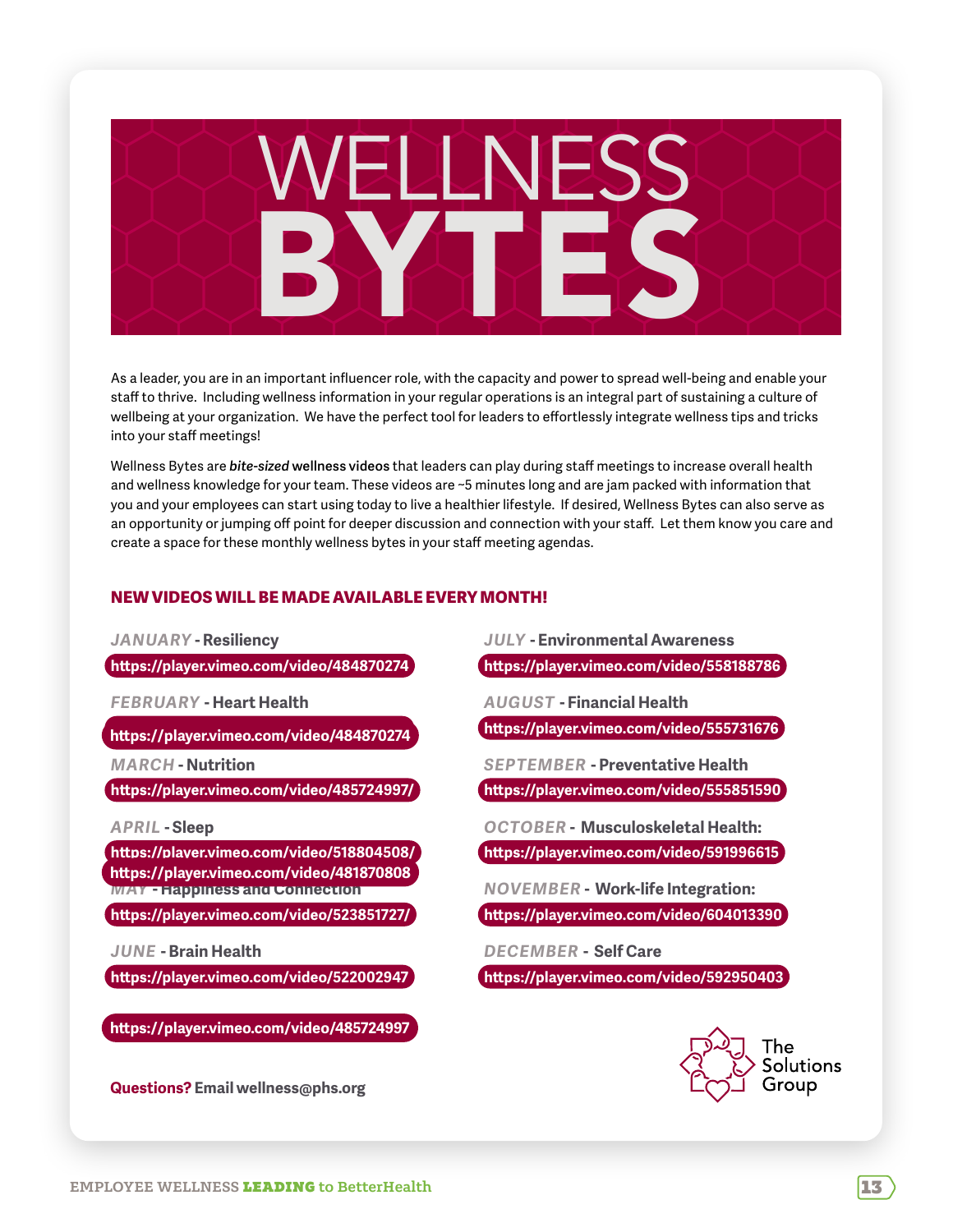# WELLNESS BYTES

As a leader, you are in an important influencer role, with the capacity and power to spread well-being and enable your staff to thrive. Including wellness information in your regular operations is an integral part of sustaining a culture of wellbeing at your organization. We have the perfect tool for leaders to effortlessly integrate wellness tips and tricks into your staff meetings!

Wellness Bytes are ***bite-sized* wellness videos** that leaders can play during staff meetings to increase overall health and wellness knowledge for your team. These videos are ~5 minutes long and are jam packed with information that you and your employees can start using today to live a healthier lifestyle. If desired, Wellness Bytes can also serve as an opportunity or jumping off point for deeper discussion and connection with your staff. Let them know you care and create a space for these monthly wellness bytes in your staff meeting agendas.

## NEW VIDEOS WILL BE MADE AVAILABLE EVERY MONTH!

*JANUARY* - **Resiliency**
https://player.vimeo.com/video/484870274

*FEBRUARY* - **Heart Health**
https://player.vimeo.com/video/484870274

*MARCH* - **Nutrition**
https://player.vimeo.com/video/485724997/

*APRIL* - **Sleep**
https://player.vimeo.com/video/518804508/
https://player.vimeo.com/video/481870808

*MAY* - **Happiness and Connection**
https://player.vimeo.com/video/523851727/

*JUNE* - **Brain Health**
https://player.vimeo.com/video/522002947

https://player.vimeo.com/video/485724997

*JULY* - **Environmental Awareness**
https://player.vimeo.com/video/558188786

*AUGUST* - **Financial Health**
https://player.vimeo.com/video/555731676

*SEPTEMBER* - **Preventative Health**
https://player.vimeo.com/video/555851590

*OCTOBER* - **Musculoskeletal Health:**
https://player.vimeo.com/video/591996615

*NOVEMBER* - **Work-life Integration:**
https://player.vimeo.com/video/604013390

*DECEMBER* - **Self Care**
https://player.vimeo.com/video/592950403

**Questions?** Email wellness@phs.org

The Solutions Group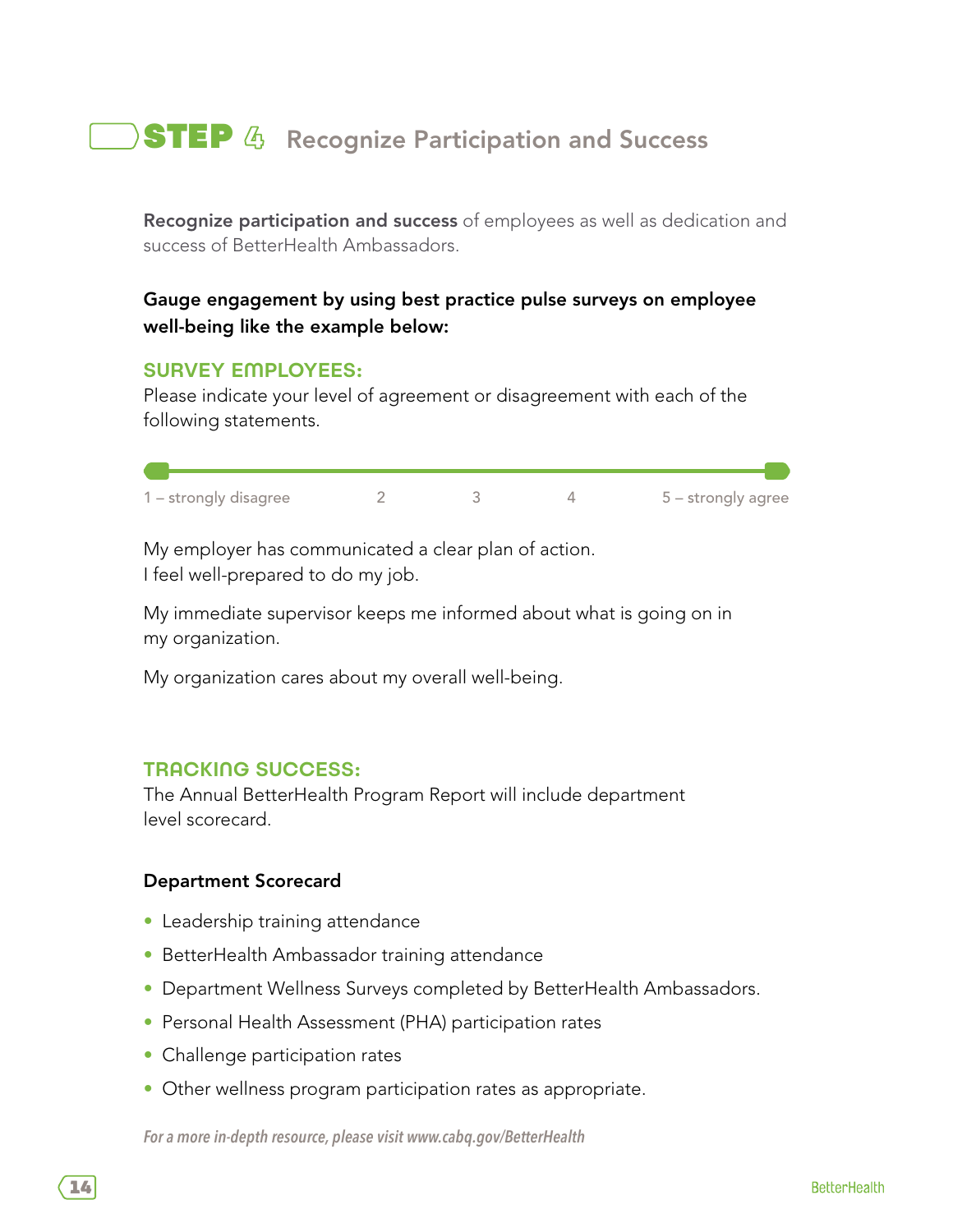# STEP 4 Recognize Participation and Success

**Recognize participation and success** of employees as well as dedication and success of BetterHealth Ambassadors.

**Gauge engagement by using best practice pulse surveys on employee well-being like the example below:**

## SURVEY EMPLOYEES:

Please indicate your level of agreement or disagreement with each of the following statements.

1 – strongly disagree    2    3    4    5 – strongly agree

My employer has communicated a clear plan of action.
I feel well-prepared to do my job.

My immediate supervisor keeps me informed about what is going on in my organization.

My organization cares about my overall well-being.

## TRACKING SUCCESS:

The Annual BetterHealth Program Report will include department level scorecard.

**Department Scorecard**

- Leadership training attendance
- BetterHealth Ambassador training attendance
- Department Wellness Surveys completed by BetterHealth Ambassadors.
- Personal Health Assessment (PHA) participation rates
- Challenge participation rates
- Other wellness program participation rates as appropriate.

*For a more in-depth resource, please visit www.cabq.gov/BetterHealth*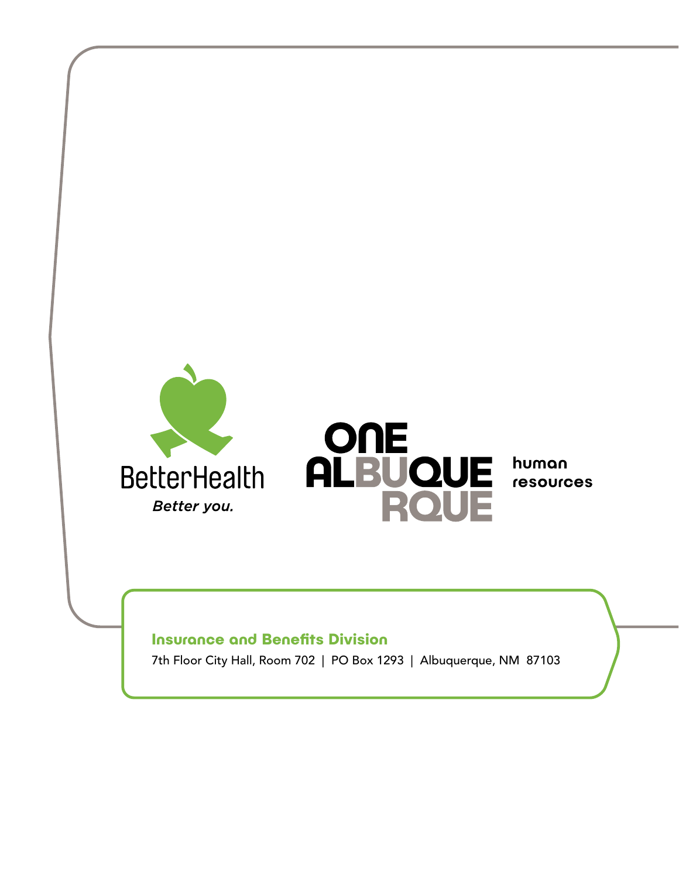BetterHealth

*Better you.*

ONE ALBUQUERQUE human resources

**Insurance and Benefits Division**

7th Floor City Hall, Room 702 | PO Box 1293 | Albuquerque, NM 87103